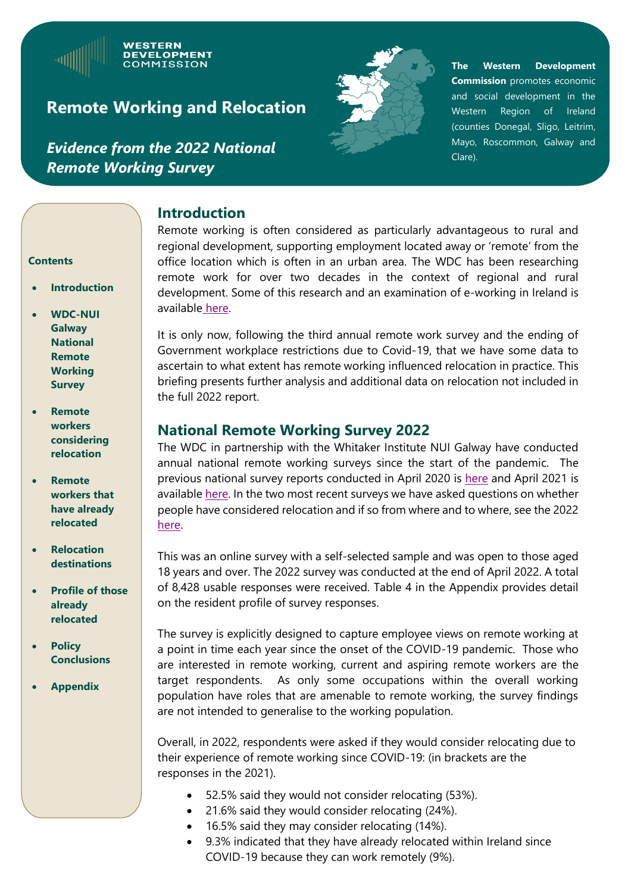WESTERN DEVELOPMENT COMMISSION

# Remote Working and Relocation

## *Evidence from the 2022 National Remote Working Survey*

**The Western Development Commission** promotes economic and social development in the Western Region of Ireland (counties Donegal, Sligo, Leitrim, Mayo, Roscommon, Galway and Clare).

**Contents**

- **Introduction**
- **WDC-NUI Galway National Remote Working Survey**
- **Remote workers considering relocation**
- **Remote workers that have already relocated**
- **Relocation destinations**
- **Profile of those already relocated**
- **Policy Conclusions**
- **Appendix**

## Introduction

Remote working is often considered as particularly advantageous to rural and regional development, supporting employment located away or 'remote' from the office location which is often in an urban area. The WDC has been researching remote work for over two decades in the context of regional and rural development. Some of this research and an examination of e-working in Ireland is available here.

It is only now, following the third annual remote work survey and the ending of Government workplace restrictions due to Covid-19, that we have some data to ascertain to what extent has remote working influenced relocation in practice. This briefing presents further analysis and additional data on relocation not included in the full 2022 report.

## National Remote Working Survey 2022

The WDC in partnership with the Whitaker Institute NUI Galway have conducted annual national remote working surveys since the start of the pandemic. The previous national survey reports conducted in April 2020 is here and April 2021 is available here. In the two most recent surveys we have asked questions on whether people have considered relocation and if so from where and to where, see the 2022 here.

This was an online survey with a self-selected sample and was open to those aged 18 years and over. The 2022 survey was conducted at the end of April 2022. A total of 8,428 usable responses were received. Table 4 in the Appendix provides detail on the resident profile of survey responses.

The survey is explicitly designed to capture employee views on remote working at a point in time each year since the onset of the COVID-19 pandemic. Those who are interested in remote working, current and aspiring remote workers are the target respondents. As only some occupations within the overall working population have roles that are amenable to remote working, the survey findings are not intended to generalise to the working population.

Overall, in 2022, respondents were asked if they would consider relocating due to their experience of remote working since COVID-19: (in brackets are the responses in the 2021).

- 52.5% said they would not consider relocating (53%).
- 21.6% said they would consider relocating (24%).
- 16.5% said they may consider relocating (14%).
- 9.3% indicated that they have already relocated within Ireland since COVID-19 because they can work remotely (9%).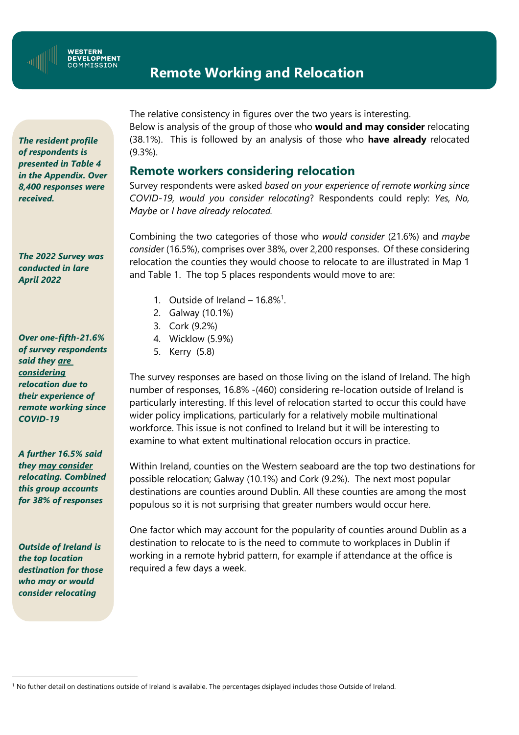# Remote Working and Relocation

*The resident profile of respondents is presented in Table 4 in the Appendix. Over 8,400 responses were received.*

*The 2022 Survey was conducted in lare April 2022*

*Over one-fifth-21.6% of survey respondents said they are considering relocation due to their experience of remote working since COVID-19*

*A further 16.5% said they may consider relocating. Combined this group accounts for 38% of responses*

*Outside of Ireland is the top location destination for those who may or would consider relocating*

The relative consistency in figures over the two years is interesting.

Below is analysis of the group of those who **would and may consider** relocating (38.1%). This is followed by an analysis of those who **have already** relocated (9.3%).

## Remote workers considering relocation

Survey respondents were asked *based on your experience of remote working since COVID-19, would you consider relocating*? Respondents could reply: *Yes, No, Maybe* or *I have already relocated.*

Combining the two categories of those who *would consider* (21.6%) and *maybe consid*er (16.5%), comprises over 38%, over 2,200 responses. Of these considering relocation the counties they would choose to relocate to are illustrated in Map 1 and Table 1. The top 5 places respondents would move to are:

1. Outside of Ireland – 16.8%[1].
2. Galway (10.1%)
3. Cork (9.2%)
4. Wicklow (5.9%)
5. Kerry (5.8)

The survey responses are based on those living on the island of Ireland. The high number of responses, 16.8% -(460) considering re-location outside of Ireland is particularly interesting. If this level of relocation started to occur this could have wider policy implications, particularly for a relatively mobile multinational workforce. This issue is not confined to Ireland but it will be interesting to examine to what extent multinational relocation occurs in practice.

Within Ireland, counties on the Western seaboard are the top two destinations for possible relocation; Galway (10.1%) and Cork (9.2%). The next most popular destinations are counties around Dublin. All these counties are among the most populous so it is not surprising that greater numbers would occur here.

One factor which may account for the popularity of counties around Dublin as a destination to relocate to is the need to commute to workplaces in Dublin if working in a remote hybrid pattern, for example if attendance at the office is required a few days a week.

[1] No futher detail on destinations outside of Ireland is available. The percentages dsiplayed includes those Outside of Ireland.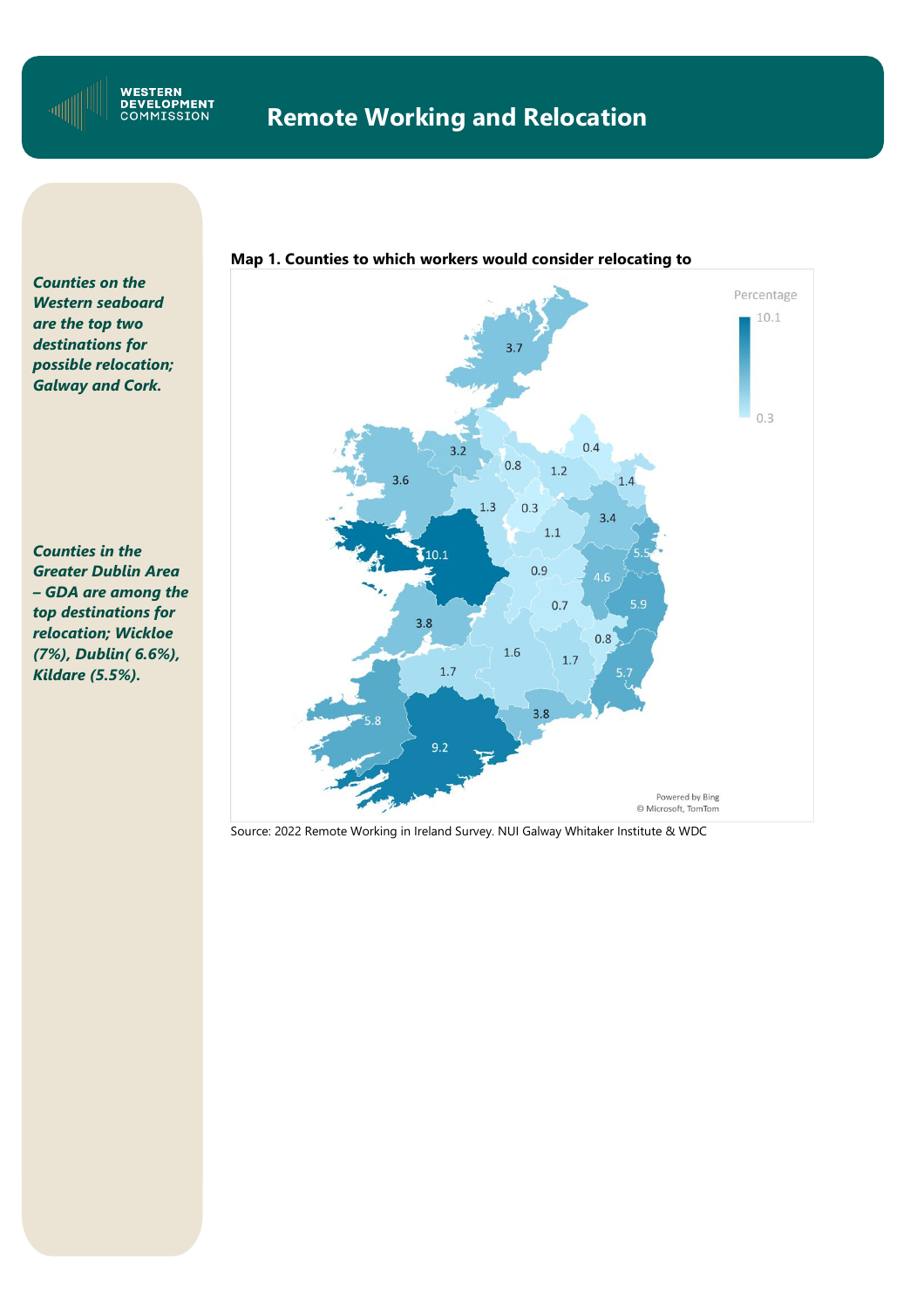# Remote Working and Relocation

***Counties on the Western seaboard are the top two destinations for possible relocation; Galway and Cork.***

***Counties in the Greater Dublin Area – GDA are among the top destinations for relocation; Wickloe (7%), Dublin( 6.6%), Kildare (5.5%).***

**Map 1. Counties to which workers would consider relocating to**

Source: 2022 Remote Working in Ireland Survey. NUI Galway Whitaker Institute & WDC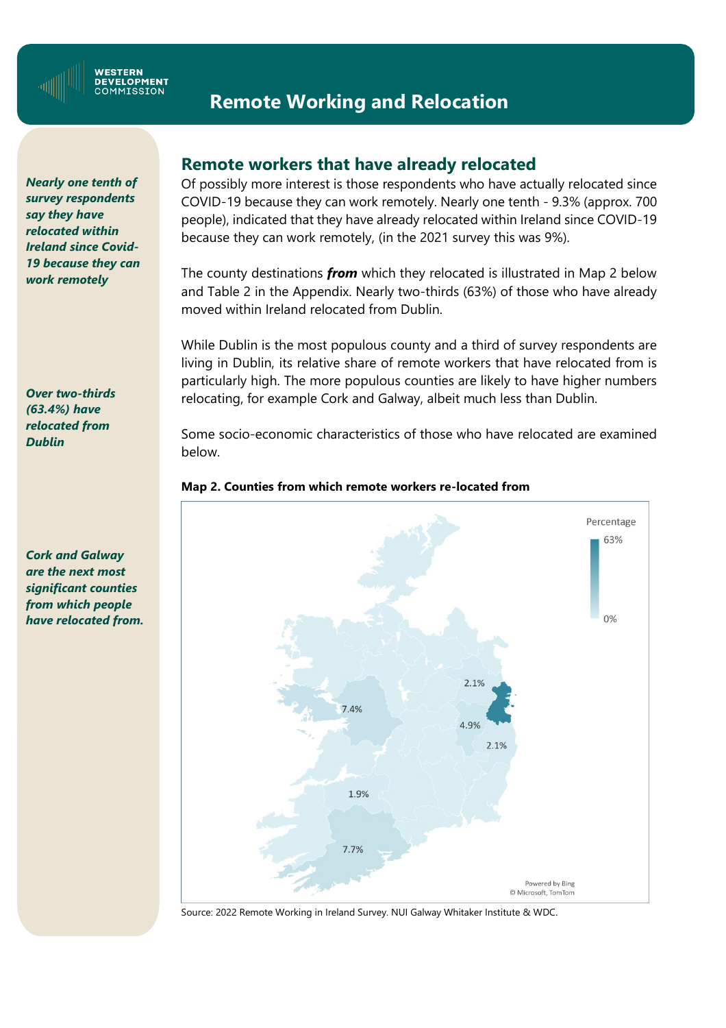# Remote Working and Relocation

*Nearly one tenth of survey respondents say they have relocated within Ireland since Covid-19 because they can work remotely*

*Over two-thirds (63.4%) have relocated from Dublin*

*Cork and Galway are the next most significant counties from which people have relocated from.*

## Remote workers that have already relocated

Of possibly more interest is those respondents who have actually relocated since COVID-19 because they can work remotely. Nearly one tenth - 9.3% (approx. 700 people), indicated that they have already relocated within Ireland since COVID-19 because they can work remotely, (in the 2021 survey this was 9%).

The county destinations ***from*** which they relocated is illustrated in Map 2 below and Table 2 in the Appendix. Nearly two-thirds (63%) of those who have already moved within Ireland relocated from Dublin.

While Dublin is the most populous county and a third of survey respondents are living in Dublin, its relative share of remote workers that have relocated from is particularly high. The more populous counties are likely to have higher numbers relocating, for example Cork and Galway, albeit much less than Dublin.

Some socio-economic characteristics of those who have relocated are examined below.

**Map 2. Counties from which remote workers re-located from**

Percentage: 0% – 63%

Map labels: 2.1%, 7.4%, 4.9%, 2.1%, 1.9%, 7.7%

Powered by Bing
© Microsoft, TomTom

Source: 2022 Remote Working in Ireland Survey. NUI Galway Whitaker Institute & WDC.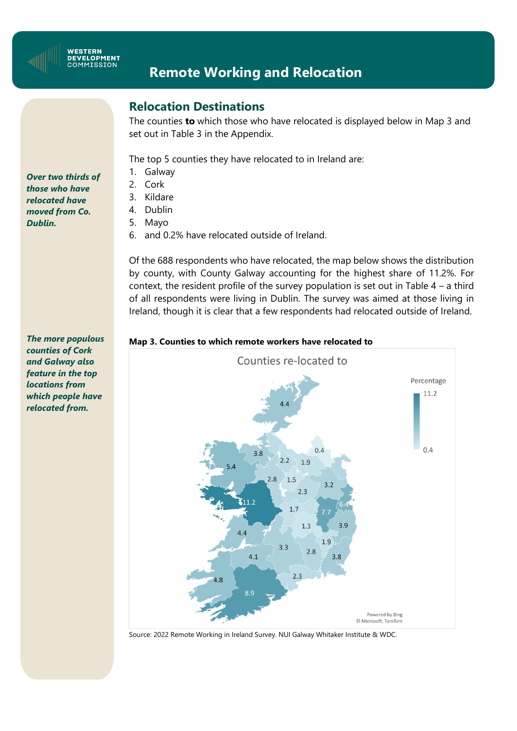## Relocation Destinations

The counties **to** which those who have relocated is displayed below in Map 3 and set out in Table 3 in the Appendix.

*Over two thirds of those who have relocated have moved from Co. Dublin.*

The top 5 counties they have relocated to in Ireland are:

1. Galway
2. Cork
3. Kildare
4. Dublin
5. Mayo
6. and 0.2% have relocated outside of Ireland.

Of the 688 respondents who have relocated, the map below shows the distribution by county, with County Galway accounting for the highest share of 11.2%. For context, the resident profile of the survey population is set out in Table 4 – a third of all respondents were living in Dublin. The survey was aimed at those living in Ireland, though it is clear that a few respondents had relocated outside of Ireland.

*The more populous counties of Cork and Galway also feature in the top locations from which people have relocated from.*

**Map 3. Counties to which remote workers have relocated to**

Counties re-located to

Percentage: 11.2 – 0.4

Powered by Bing
© Microsoft, TomTom

Source: 2022 Remote Working in Ireland Survey. NUI Galway Whitaker Institute & WDC.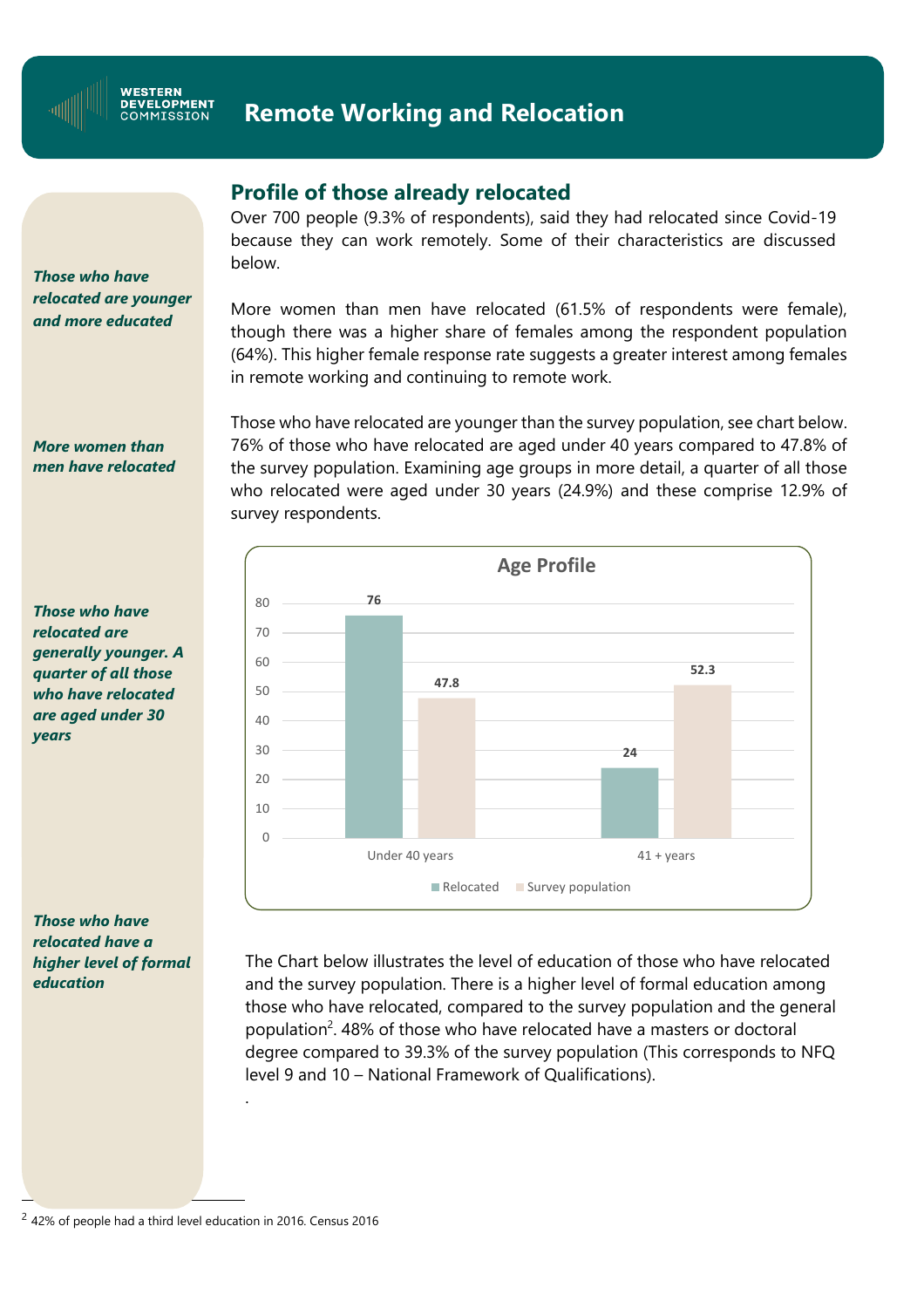## Remote Working and Relocation

### Profile of those already relocated

*Those who have relocated are younger and more educated*

Over 700 people (9.3% of respondents), said they had relocated since Covid-19 because they can work remotely. Some of their characteristics are discussed below.

*More women than men have relocated*

More women than men have relocated (61.5% of respondents were female), though there was a higher share of females among the respondent population (64%). This higher female response rate suggests a greater interest among females in remote working and continuing to remote work.

*Those who have relocated are generally younger. A quarter of all those who have relocated are aged under 30 years*

Those who have relocated are younger than the survey population, see chart below. 76% of those who have relocated are aged under 40 years compared to 47.8% of the survey population. Examining age groups in more detail, a quarter of all those who relocated were aged under 30 years (24.9%) and these comprise 12.9% of survey respondents.

**Age Profile**

| | Relocated | Survey population |
|---|---|---|
| Under 40 years | 76 | 47.8 |
| 41 + years | 24 | 52.3 |

*Those who have relocated have a higher level of formal education*

The Chart below illustrates the level of education of those who have relocated and the survey population. There is a higher level of formal education among those who have relocated, compared to the survey population and the general population[2]. 48% of those who have relocated have a masters or doctoral degree compared to 39.3% of the survey population (This corresponds to NFQ level 9 and 10 – National Framework of Qualifications).

[2] 42% of people had a third level education in 2016. Census 2016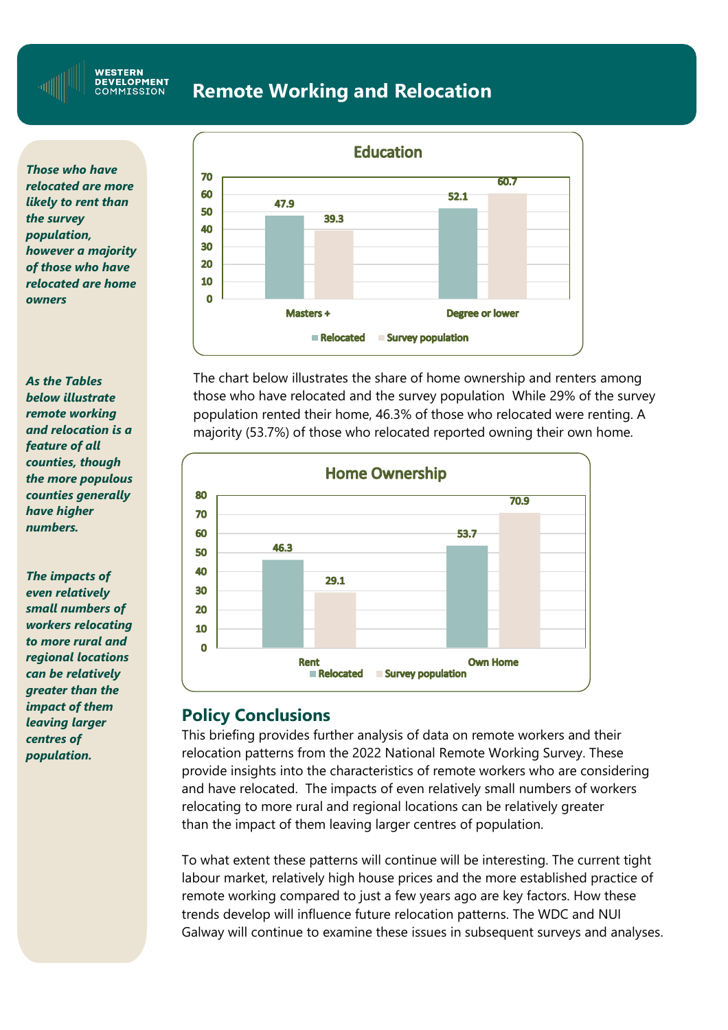# Remote Working and Relocation

*__Those who have relocated are more likely to rent than the survey population, however a majority of those who have relocated are home owners__*

*__As the Tables below illustrate remote working and relocation is a feature of all counties, though the more populous counties generally have higher numbers.__*

*__The impacts of even relatively small numbers of workers relocating to more rural and regional locations can be relatively greater than the impact of them leaving larger centres of population.__*

**Education**

| | Relocated | Survey population |
|---|---|---|
| Masters + | 47.9 | 39.3 |
| Degree or lower | 52.1 | 60.7 |

The chart below illustrates the share of home ownership and renters among those who have relocated and the survey population While 29% of the survey population rented their home, 46.3% of those who relocated were renting. A majority (53.7%) of those who relocated reported owning their own home.

**Home Ownership**

| | Relocated | Survey population |
|---|---|---|
| Rent | 46.3 | 29.1 |
| Own Home | 53.7 | 70.9 |

## Policy Conclusions

This briefing provides further analysis of data on remote workers and their relocation patterns from the 2022 National Remote Working Survey. These provide insights into the characteristics of remote workers who are considering and have relocated. The impacts of even relatively small numbers of workers relocating to more rural and regional locations can be relatively greater than the impact of them leaving larger centres of population.

To what extent these patterns will continue will be interesting. The current tight labour market, relatively high house prices and the more established practice of remote working compared to just a few years ago are key factors. How these trends develop will influence future relocation patterns. The WDC and NUI Galway will continue to examine these issues in subsequent surveys and analyses.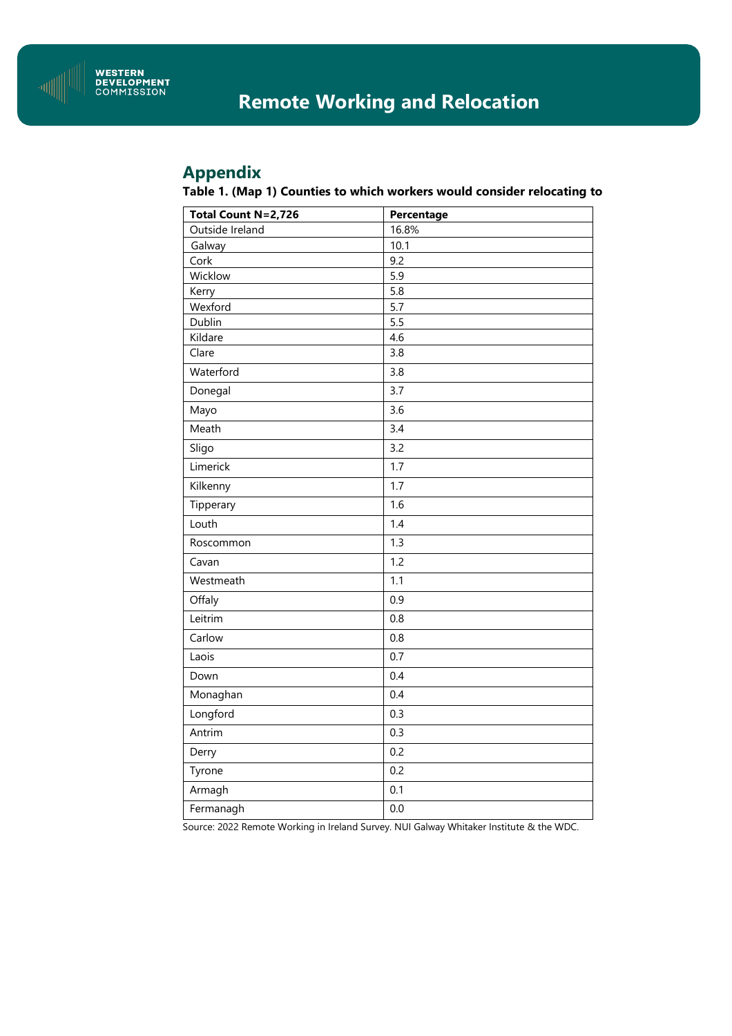## Appendix

**Table 1. (Map 1) Counties to which workers would consider relocating to**

| Total Count N=2,726 | Percentage |
|---|---|
| Outside Ireland | 16.8% |
| Galway | 10.1 |
| Cork | 9.2 |
| Wicklow | 5.9 |
| Kerry | 5.8 |
| Wexford | 5.7 |
| Dublin | 5.5 |
| Kildare | 4.6 |
| Clare | 3.8 |
| Waterford | 3.8 |
| Donegal | 3.7 |
| Mayo | 3.6 |
| Meath | 3.4 |
| Sligo | 3.2 |
| Limerick | 1.7 |
| Kilkenny | 1.7 |
| Tipperary | 1.6 |
| Louth | 1.4 |
| Roscommon | 1.3 |
| Cavan | 1.2 |
| Westmeath | 1.1 |
| Offaly | 0.9 |
| Leitrim | 0.8 |
| Carlow | 0.8 |
| Laois | 0.7 |
| Down | 0.4 |
| Monaghan | 0.4 |
| Longford | 0.3 |
| Antrim | 0.3 |
| Derry | 0.2 |
| Tyrone | 0.2 |
| Armagh | 0.1 |
| Fermanagh | 0.0 |

Source: 2022 Remote Working in Ireland Survey. NUI Galway Whitaker Institute & the WDC.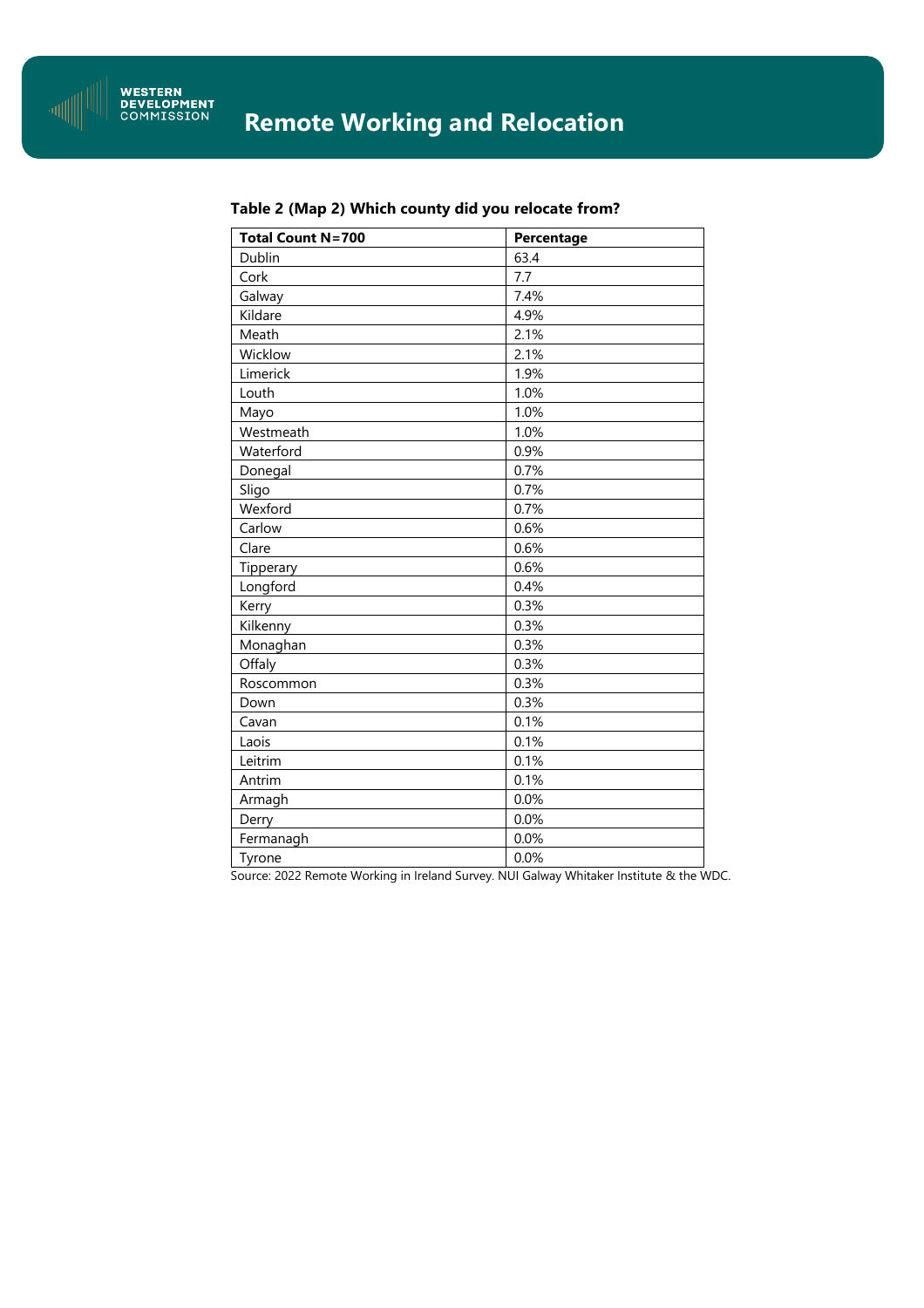### Table 2 (Map 2) Which county did you relocate from?

| Total Count N=700 | Percentage |
|---|---|
| Dublin | 63.4 |
| Cork | 7.7 |
| Galway | 7.4% |
| Kildare | 4.9% |
| Meath | 2.1% |
| Wicklow | 2.1% |
| Limerick | 1.9% |
| Louth | 1.0% |
| Mayo | 1.0% |
| Westmeath | 1.0% |
| Waterford | 0.9% |
| Donegal | 0.7% |
| Sligo | 0.7% |
| Wexford | 0.7% |
| Carlow | 0.6% |
| Clare | 0.6% |
| Tipperary | 0.6% |
| Longford | 0.4% |
| Kerry | 0.3% |
| Kilkenny | 0.3% |
| Monaghan | 0.3% |
| Offaly | 0.3% |
| Roscommon | 0.3% |
| Down | 0.3% |
| Cavan | 0.1% |
| Laois | 0.1% |
| Leitrim | 0.1% |
| Antrim | 0.1% |
| Armagh | 0.0% |
| Derry | 0.0% |
| Fermanagh | 0.0% |
| Tyrone | 0.0% |

Source: 2022 Remote Working in Ireland Survey. NUI Galway Whitaker Institute & the WDC.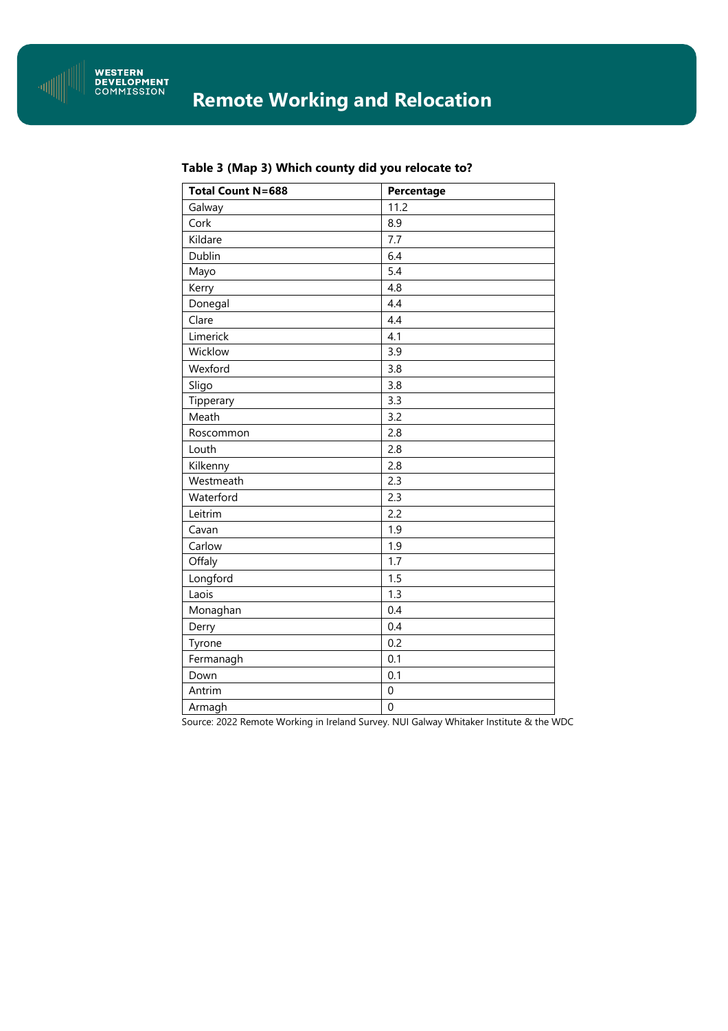**Table 3 (Map 3) Which county did you relocate to?**

| Total Count N=688 | Percentage |
|---|---|
| Galway | 11.2 |
| Cork | 8.9 |
| Kildare | 7.7 |
| Dublin | 6.4 |
| Mayo | 5.4 |
| Kerry | 4.8 |
| Donegal | 4.4 |
| Clare | 4.4 |
| Limerick | 4.1 |
| Wicklow | 3.9 |
| Wexford | 3.8 |
| Sligo | 3.8 |
| Tipperary | 3.3 |
| Meath | 3.2 |
| Roscommon | 2.8 |
| Louth | 2.8 |
| Kilkenny | 2.8 |
| Westmeath | 2.3 |
| Waterford | 2.3 |
| Leitrim | 2.2 |
| Cavan | 1.9 |
| Carlow | 1.9 |
| Offaly | 1.7 |
| Longford | 1.5 |
| Laois | 1.3 |
| Monaghan | 0.4 |
| Derry | 0.4 |
| Tyrone | 0.2 |
| Fermanagh | 0.1 |
| Down | 0.1 |
| Antrim | 0 |
| Armagh | 0 |

Source: 2022 Remote Working in Ireland Survey. NUI Galway Whitaker Institute & the WDC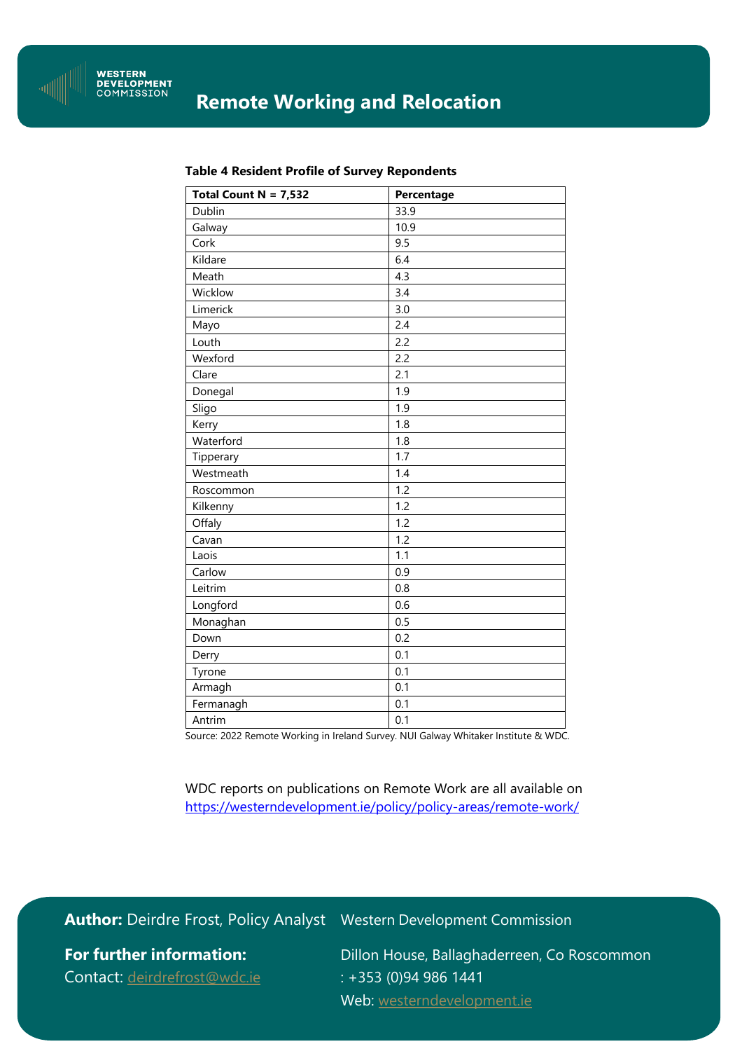**Table 4 Resident Profile of Survey Repondents**

| Total Count N = 7,532 | Percentage |
|---|---|
| Dublin | 33.9 |
| Galway | 10.9 |
| Cork | 9.5 |
| Kildare | 6.4 |
| Meath | 4.3 |
| Wicklow | 3.4 |
| Limerick | 3.0 |
| Mayo | 2.4 |
| Louth | 2.2 |
| Wexford | 2.2 |
| Clare | 2.1 |
| Donegal | 1.9 |
| Sligo | 1.9 |
| Kerry | 1.8 |
| Waterford | 1.8 |
| Tipperary | 1.7 |
| Westmeath | 1.4 |
| Roscommon | 1.2 |
| Kilkenny | 1.2 |
| Offaly | 1.2 |
| Cavan | 1.2 |
| Laois | 1.1 |
| Carlow | 0.9 |
| Leitrim | 0.8 |
| Longford | 0.6 |
| Monaghan | 0.5 |
| Down | 0.2 |
| Derry | 0.1 |
| Tyrone | 0.1 |
| Armagh | 0.1 |
| Fermanagh | 0.1 |
| Antrim | 0.1 |

Source: 2022 Remote Working in Ireland Survey. NUI Galway Whitaker Institute & WDC.

WDC reports on publications on Remote Work are all available on https://westerndevelopment.ie/policy/policy-areas/remote-work/

**Author:** Deirdre Frost, Policy Analyst

**For further information:**
Contact: deirdrefrost@wdc.ie

Western Development Commission

Dillon House, Ballaghaderreen, Co Roscommon
: +353 (0)94 986 1441
Web: westerndevelopment.ie